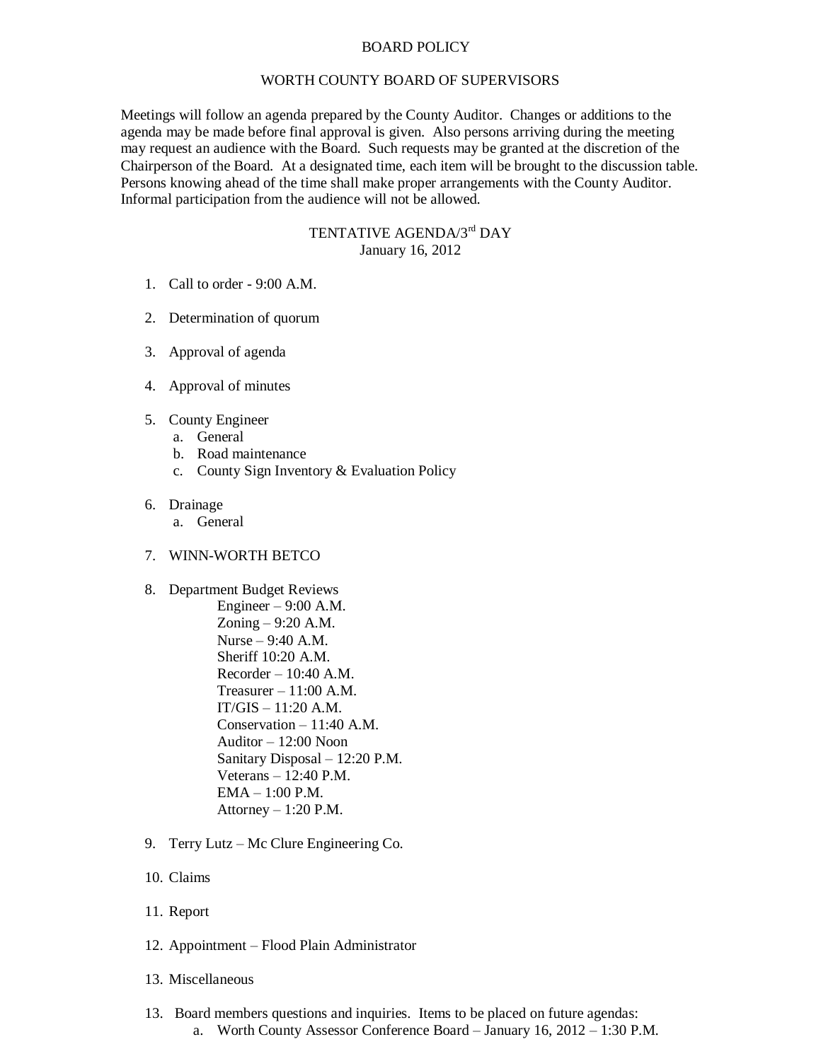# BOARD POLICY

## WORTH COUNTY BOARD OF SUPERVISORS

Meetings will follow an agenda prepared by the County Auditor. Changes or additions to the agenda may be made before final approval is given. Also persons arriving during the meeting may request an audience with the Board. Such requests may be granted at the discretion of the Chairperson of the Board. At a designated time, each item will be brought to the discussion table. Persons knowing ahead of the time shall make proper arrangements with the County Auditor. Informal participation from the audience will not be allowed.

## TENTATIVE AGENDA/3rd DAY

January 16, 2012

1. Call to order - 9:00 A.M.

2. Determination of quorum

3. Approval of agenda

4. Approval of minutes

5. County Engineer
   a. General
   b. Road maintenance
   c. County Sign Inventory & Evaluation Policy

6. Drainage
   a. General

7. WINN-WORTH BETCO

8. Department Budget Reviews
   - Engineer – 9:00 A.M.
   - Zoning – 9:20 A.M.
   - Nurse – 9:40 A.M.
   - Sheriff 10:20 A.M.
   - Recorder – 10:40 A.M.
   - Treasurer – 11:00 A.M.
   - IT/GIS – 11:20 A.M.
   - Conservation – 11:40 A.M.
   - Auditor – 12:00 Noon
   - Sanitary Disposal – 12:20 P.M.
   - Veterans – 12:40 P.M.
   - EMA – 1:00 P.M.
   - Attorney – 1:20 P.M.

9. Terry Lutz – Mc Clure Engineering Co.

10. Claims

11. Report

12. Appointment – Flood Plain Administrator

13. Miscellaneous

13. Board members questions and inquiries. Items to be placed on future agendas:
    a. Worth County Assessor Conference Board – January 16, 2012 – 1:30 P.M.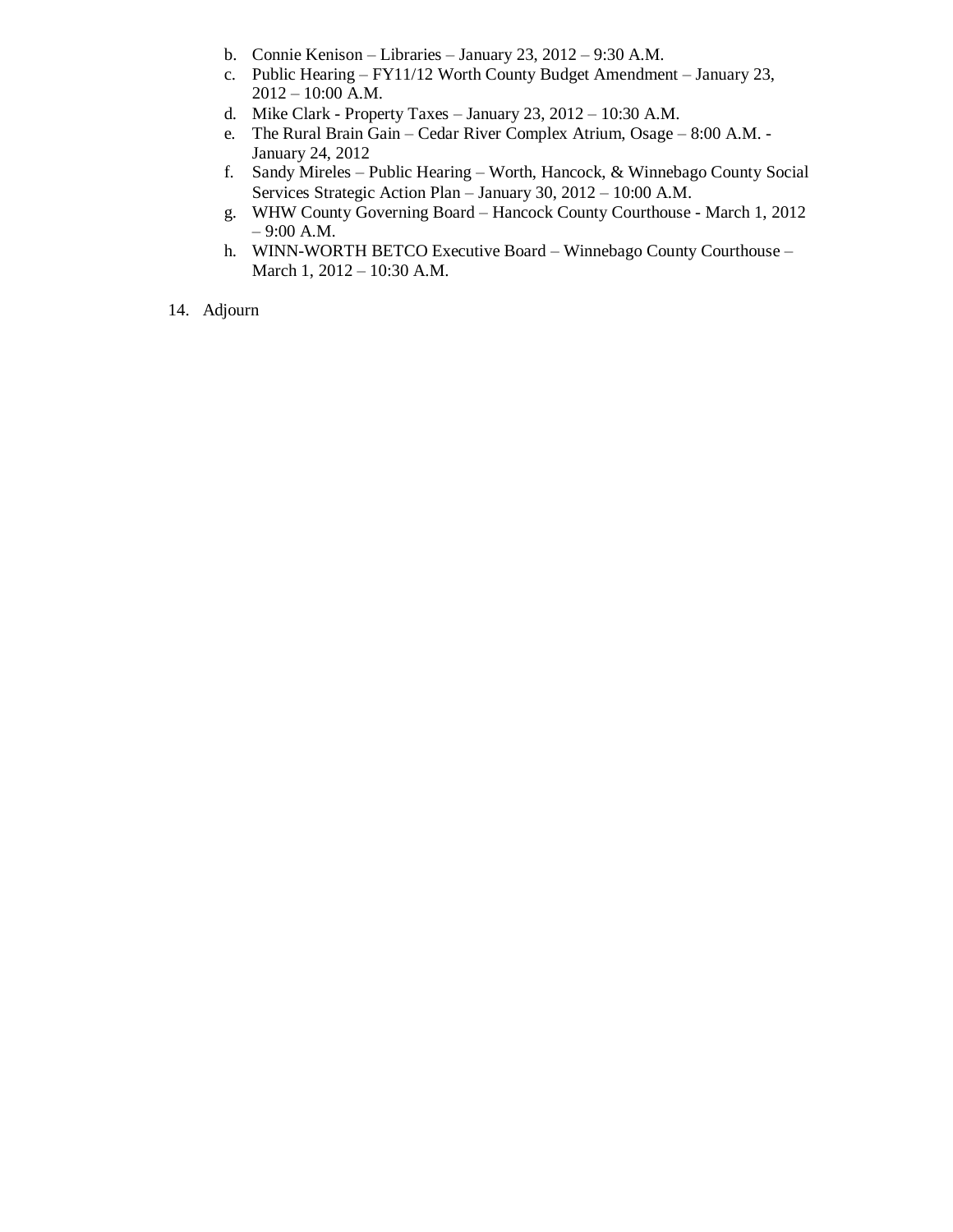b. Connie Kenison – Libraries – January 23, 2012 – 9:30 A.M.
c. Public Hearing – FY11/12 Worth County Budget Amendment – January 23, 2012 – 10:00 A.M.
d. Mike Clark - Property Taxes – January 23, 2012 – 10:30 A.M.
e. The Rural Brain Gain – Cedar River Complex Atrium, Osage – 8:00 A.M. - January 24, 2012
f. Sandy Mireles – Public Hearing – Worth, Hancock, & Winnebago County Social Services Strategic Action Plan – January 30, 2012 – 10:00 A.M.
g. WHW County Governing Board – Hancock County Courthouse - March 1, 2012 – 9:00 A.M.
h. WINN-WORTH BETCO Executive Board – Winnebago County Courthouse – March 1, 2012 – 10:30 A.M.

14. Adjourn